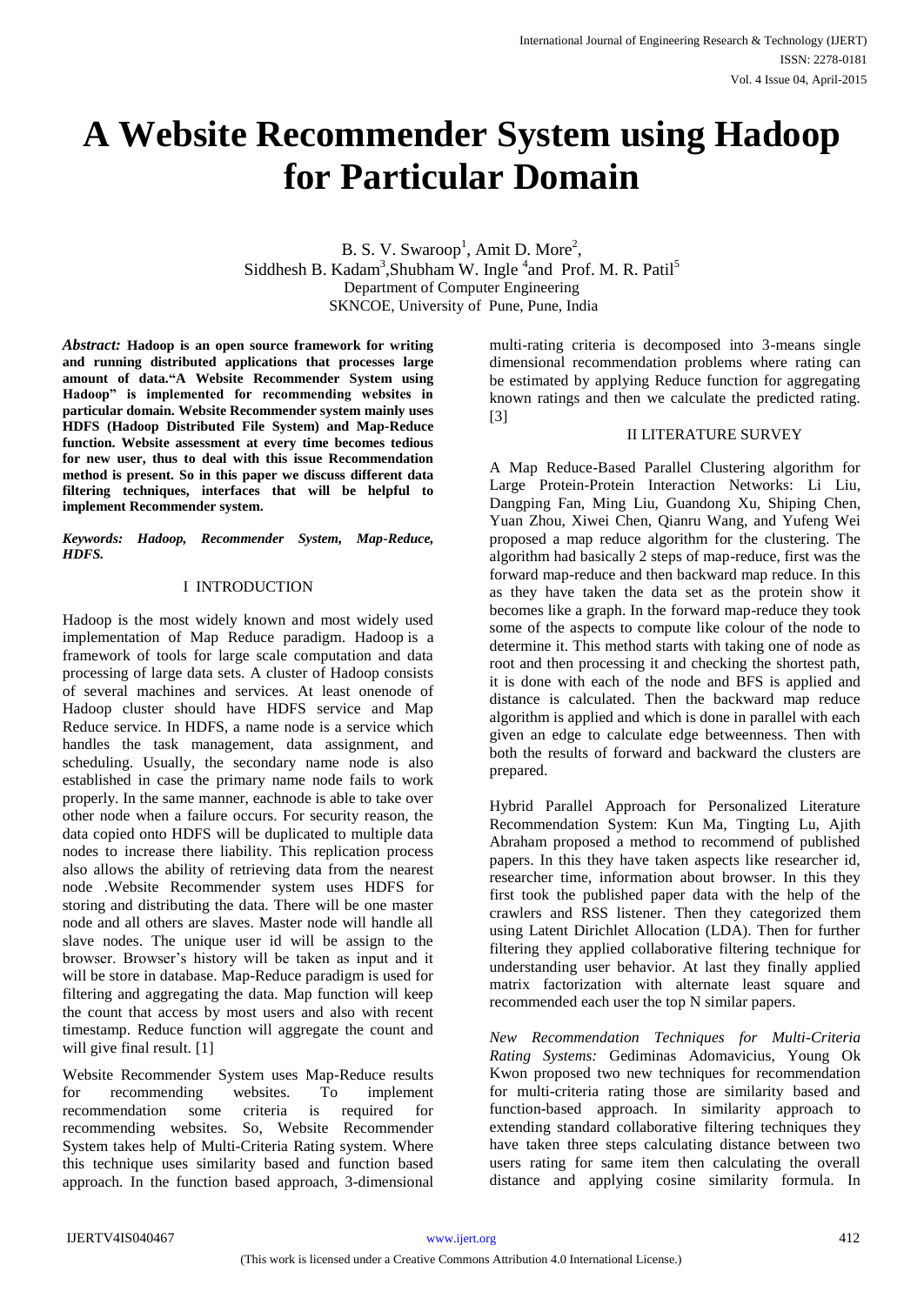# A Website Recommender System using Hadoop for Particular Domain

B. S. V. Swaroop[1], Amit D. More[2], Siddhesh B. Kadam[3], Shubham W. Ingle [4] and Prof. M. R. Patil[5]
Department of Computer Engineering
SKNCOE, University of Pune, Pune, India

***Abstract:*** **Hadoop is an open source framework for writing and running distributed applications that processes large amount of data."A Website Recommender System using Hadoop" is implemented for recommending websites in particular domain. Website Recommender system mainly uses HDFS (Hadoop Distributed File System) and Map-Reduce function. Website assessment at every time becomes tedious for new user, thus to deal with this issue Recommendation method is present. So in this paper we discuss different data filtering techniques, interfaces that will be helpful to implement Recommender system.**

***Keywords: Hadoop, Recommender System, Map-Reduce, HDFS.***

## I INTRODUCTION

Hadoop is the most widely known and most widely used implementation of Map Reduce paradigm. Hadoop is a framework of tools for large scale computation and data processing of large data sets. A cluster of Hadoop consists of several machines and services. At least onenode of Hadoop cluster should have HDFS service and Map Reduce service. In HDFS, a name node is a service which handles the task management, data assignment, and scheduling. Usually, the secondary name node is also established in case the primary name node fails to work properly. In the same manner, eachnode is able to take over other node when a failure occurs. For security reason, the data copied onto HDFS will be duplicated to multiple data nodes to increase there liability. This replication process also allows the ability of retrieving data from the nearest node .Website Recommender system uses HDFS for storing and distributing the data. There will be one master node and all others are slaves. Master node will handle all slave nodes. The unique user id will be assign to the browser. Browser's history will be taken as input and it will be store in database. Map-Reduce paradigm is used for filtering and aggregating the data. Map function will keep the count that access by most users and also with recent timestamp. Reduce function will aggregate the count and will give final result. [1]

Website Recommender System uses Map-Reduce results for recommending websites. To implement recommendation some criteria is required for recommending websites. So, Website Recommender System takes help of Multi-Criteria Rating system. Where this technique uses similarity based and function based approach. In the function based approach, 3-dimensional multi-rating criteria is decomposed into 3-means single dimensional recommendation problems where rating can be estimated by applying Reduce function for aggregating known ratings and then we calculate the predicted rating. [3]

## II LITERATURE SURVEY

A Map Reduce-Based Parallel Clustering algorithm for Large Protein-Protein Interaction Networks: Li Liu, Dangping Fan, Ming Liu, Guandong Xu, Shiping Chen, Yuan Zhou, Xiwei Chen, Qianru Wang, and Yufeng Wei proposed a map reduce algorithm for the clustering. The algorithm had basically 2 steps of map-reduce, first was the forward map-reduce and then backward map reduce. In this as they have taken the data set as the protein show it becomes like a graph. In the forward map-reduce they took some of the aspects to compute like colour of the node to determine it. This method starts with taking one of node as root and then processing it and checking the shortest path, it is done with each of the node and BFS is applied and distance is calculated. Then the backward map reduce algorithm is applied and which is done in parallel with each given an edge to calculate edge betweenness. Then with both the results of forward and backward the clusters are prepared.

Hybrid Parallel Approach for Personalized Literature Recommendation System: Kun Ma, Tingting Lu, Ajith Abraham proposed a method to recommend of published papers. In this they have taken aspects like researcher id, researcher time, information about browser. In this they first took the published paper data with the help of the crawlers and RSS listener. Then they categorized them using Latent Dirichlet Allocation (LDA). Then for further filtering they applied collaborative filtering technique for understanding user behavior. At last they finally applied matrix factorization with alternate least square and recommended each user the top N similar papers.

*New Recommendation Techniques for Multi-Criteria Rating Systems:* Gediminas Adomavicius, Young Ok Kwon proposed two new techniques for recommendation for multi-criteria rating those are similarity based and function-based approach. In similarity approach to extending standard collaborative filtering techniques they have taken three steps calculating distance between two users rating for same item then calculating the overall distance and applying cosine similarity formula. In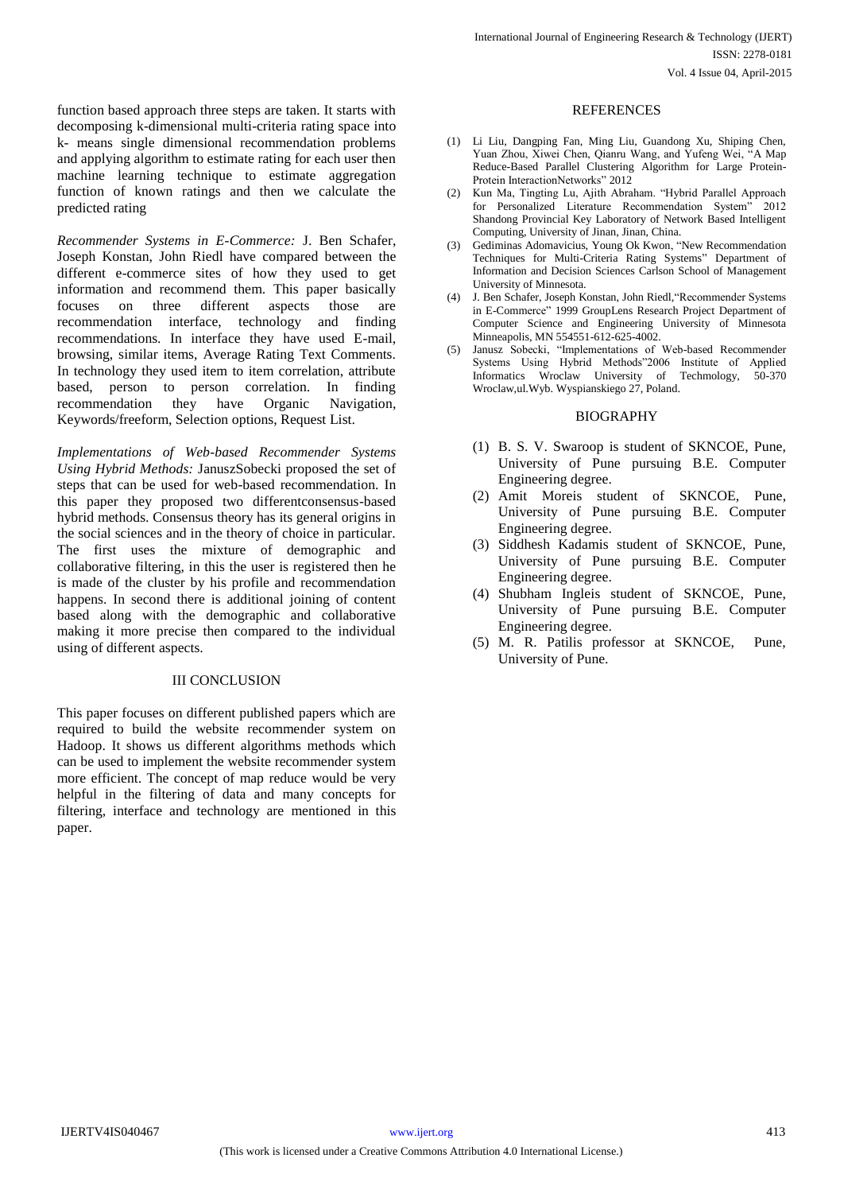function based approach three steps are taken. It starts with decomposing k-dimensional multi-criteria rating space into k- means single dimensional recommendation problems and applying algorithm to estimate rating for each user then machine learning technique to estimate aggregation function of known ratings and then we calculate the predicted rating

*Recommender Systems in E-Commerce:* J. Ben Schafer, Joseph Konstan, John Riedl have compared between the different e-commerce sites of how they used to get information and recommend them. This paper basically focuses on three different aspects those are recommendation interface, technology and finding recommendations. In interface they have used E-mail, browsing, similar items, Average Rating Text Comments. In technology they used item to item correlation, attribute based, person to person correlation. In finding recommendation they have Organic Navigation, Keywords/freeform, Selection options, Request List.

*Implementations of Web-based Recommender Systems Using Hybrid Methods:* JanuszSobecki proposed the set of steps that can be used for web-based recommendation. In this paper they proposed two differentconsensus-based hybrid methods. Consensus theory has its general origins in the social sciences and in the theory of choice in particular. The first uses the mixture of demographic and collaborative filtering, in this the user is registered then he is made of the cluster by his profile and recommendation happens. In second there is additional joining of content based along with the demographic and collaborative making it more precise then compared to the individual using of different aspects.

## III CONCLUSION

This paper focuses on different published papers which are required to build the website recommender system on Hadoop. It shows us different algorithms methods which can be used to implement the website recommender system more efficient. The concept of map reduce would be very helpful in the filtering of data and many concepts for filtering, interface and technology are mentioned in this paper.

## REFERENCES

(1) Li Liu, Dangping Fan, Ming Liu, Guandong Xu, Shiping Chen, Yuan Zhou, Xiwei Chen, Qianru Wang, and Yufeng Wei, "A Map Reduce-Based Parallel Clustering Algorithm for Large Protein-Protein InteractionNetworks" 2012

(2) Kun Ma, Tingting Lu, Ajith Abraham. "Hybrid Parallel Approach for Personalized Literature Recommendation System" 2012 Shandong Provincial Key Laboratory of Network Based Intelligent Computing, University of Jinan, Jinan, China.

(3) Gediminas Adomavicius, Young Ok Kwon, "New Recommendation Techniques for Multi-Criteria Rating Systems" Department of Information and Decision Sciences Carlson School of Management University of Minnesota.

(4) J. Ben Schafer, Joseph Konstan, John Riedl,"Recommender Systems in E-Commerce" 1999 GroupLens Research Project Department of Computer Science and Engineering University of Minnesota Minneapolis, MN 554551-612-625-4002.

(5) Janusz Sobecki, "Implementations of Web-based Recommender Systems Using Hybrid Methods"2006 Institute of Applied Informatics Wroclaw University of Techmology, 50-370 Wroclaw,ul.Wyb. Wyspianskiego 27, Poland.

## BIOGRAPHY

(1) B. S. V. Swaroop is student of SKNCOE, Pune, University of Pune pursuing B.E. Computer Engineering degree.

(2) Amit Moreis student of SKNCOE, Pune, University of Pune pursuing B.E. Computer Engineering degree.

(3) Siddhesh Kadamis student of SKNCOE, Pune, University of Pune pursuing B.E. Computer Engineering degree.

(4) Shubham Ingleis student of SKNCOE, Pune, University of Pune pursuing B.E. Computer Engineering degree.

(5) M. R. Patilis professor at SKNCOE, Pune, University of Pune.